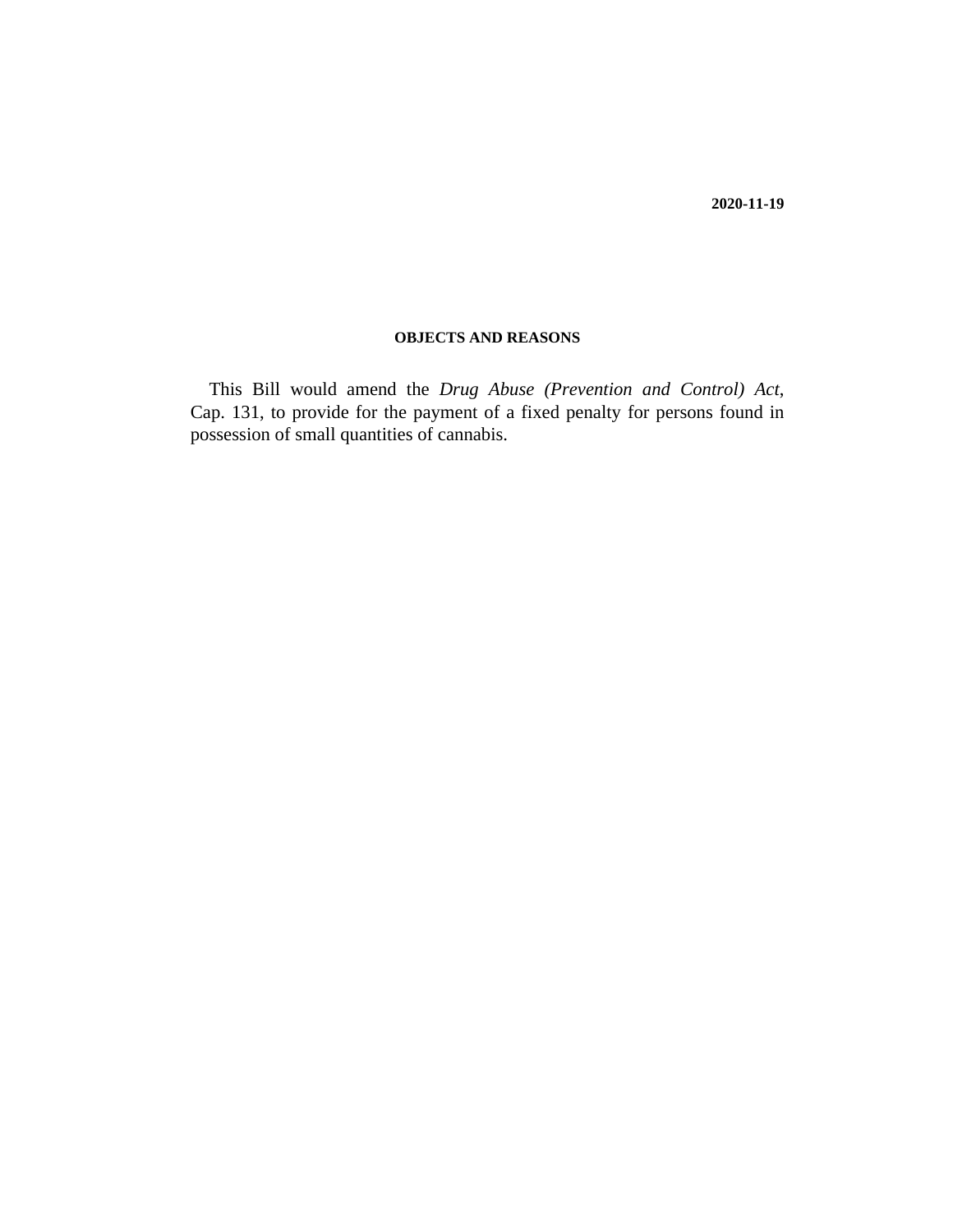**2020-11-19**

**OBJECTS AND REASONS**

This Bill would amend the *Drug Abuse (Prevention and Control) Act*, Cap. 131, to provide for the payment of a fixed penalty for persons found in possession of small quantities of cannabis.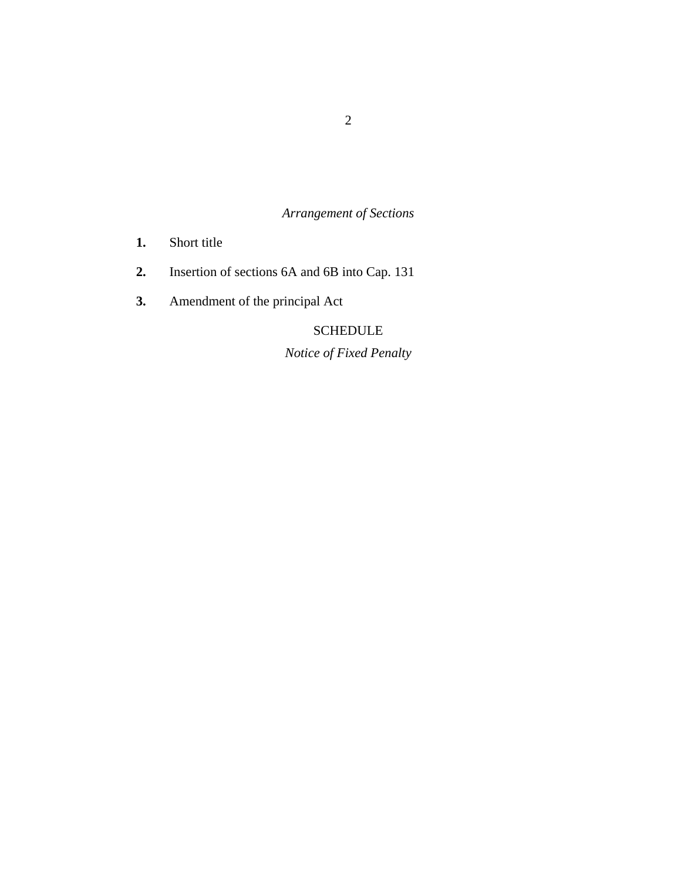*Arrangement of Sections*

**1.** Short title

**2.** Insertion of sections 6A and 6B into Cap. 131

**3.** Amendment of the principal Act

SCHEDULE

*Notice of Fixed Penalty*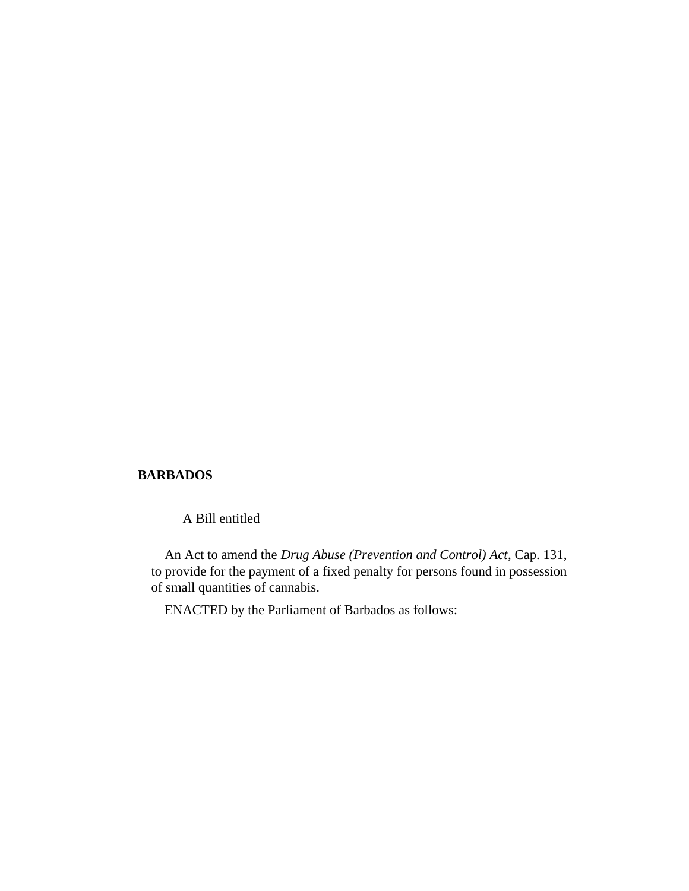**BARBADOS**

A Bill entitled

An Act to amend the *Drug Abuse (Prevention and Control) Act*, Cap. 131, to provide for the payment of a fixed penalty for persons found in possession of small quantities of cannabis.

ENACTED by the Parliament of Barbados as follows: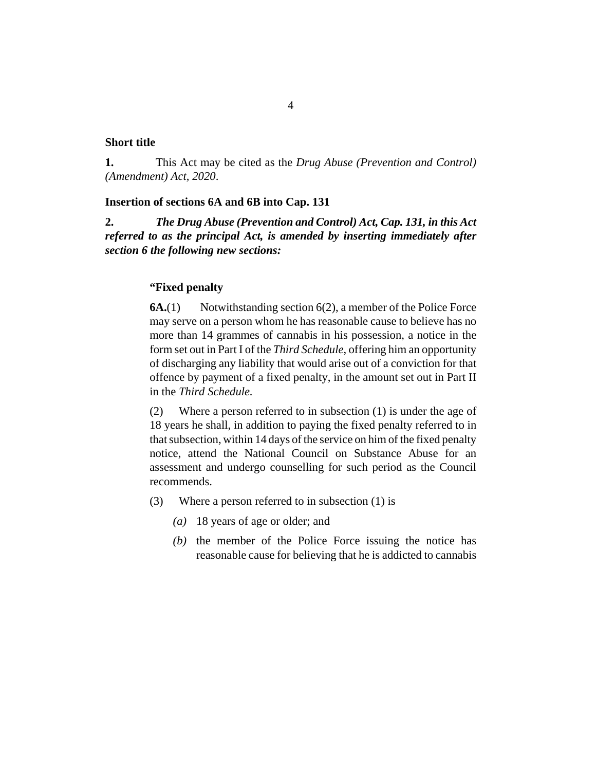**Short title**

**1.** This Act may be cited as the *Drug Abuse (Prevention and Control) (Amendment) Act, 2020*.

**Insertion of sections 6A and 6B into Cap. 131**

**2.** ***The Drug Abuse (Prevention and Control) Act, Cap. 131, in this Act referred to as the principal Act, is amended by inserting immediately after section 6 the following new sections:***

> **"Fixed penalty**
>
> **6A.**(1) Notwithstanding section 6(2), a member of the Police Force may serve on a person whom he has reasonable cause to believe has no more than 14 grammes of cannabis in his possession, a notice in the form set out in Part I of the *Third Schedule*, offering him an opportunity of discharging any liability that would arise out of a conviction for that offence by payment of a fixed penalty, in the amount set out in Part II in the *Third Schedule.*
>
> (2) Where a person referred to in subsection (1) is under the age of 18 years he shall, in addition to paying the fixed penalty referred to in that subsection, within 14 days of the service on him of the fixed penalty notice, attend the National Council on Substance Abuse for an assessment and undergo counselling for such period as the Council recommends.
>
> (3) Where a person referred to in subsection (1) is
>
> *(a)* 18 years of age or older; and
>
> *(b)* the member of the Police Force issuing the notice has reasonable cause for believing that he is addicted to cannabis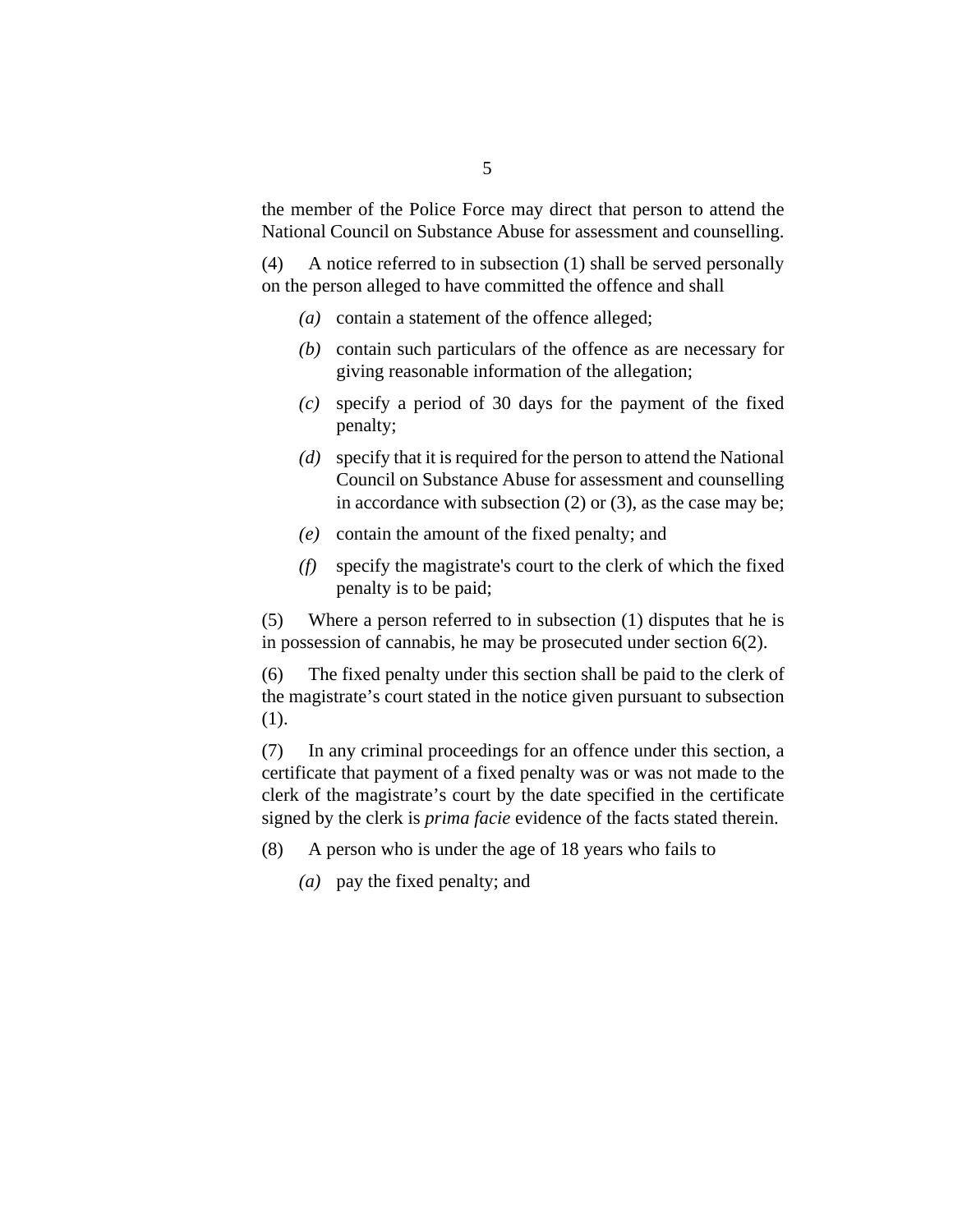the member of the Police Force may direct that person to attend the National Council on Substance Abuse for assessment and counselling.

(4) A notice referred to in subsection (1) shall be served personally on the person alleged to have committed the offence and shall

*(a)* contain a statement of the offence alleged;

*(b)* contain such particulars of the offence as are necessary for giving reasonable information of the allegation;

*(c)* specify a period of 30 days for the payment of the fixed penalty;

*(d)* specify that it is required for the person to attend the National Council on Substance Abuse for assessment and counselling in accordance with subsection (2) or (3), as the case may be;

*(e)* contain the amount of the fixed penalty; and

*(f)* specify the magistrate's court to the clerk of which the fixed penalty is to be paid;

(5) Where a person referred to in subsection (1) disputes that he is in possession of cannabis, he may be prosecuted under section 6(2).

(6) The fixed penalty under this section shall be paid to the clerk of the magistrate's court stated in the notice given pursuant to subsection (1).

(7) In any criminal proceedings for an offence under this section, a certificate that payment of a fixed penalty was or was not made to the clerk of the magistrate's court by the date specified in the certificate signed by the clerk is *prima facie* evidence of the facts stated therein.

(8) A person who is under the age of 18 years who fails to

*(a)* pay the fixed penalty; and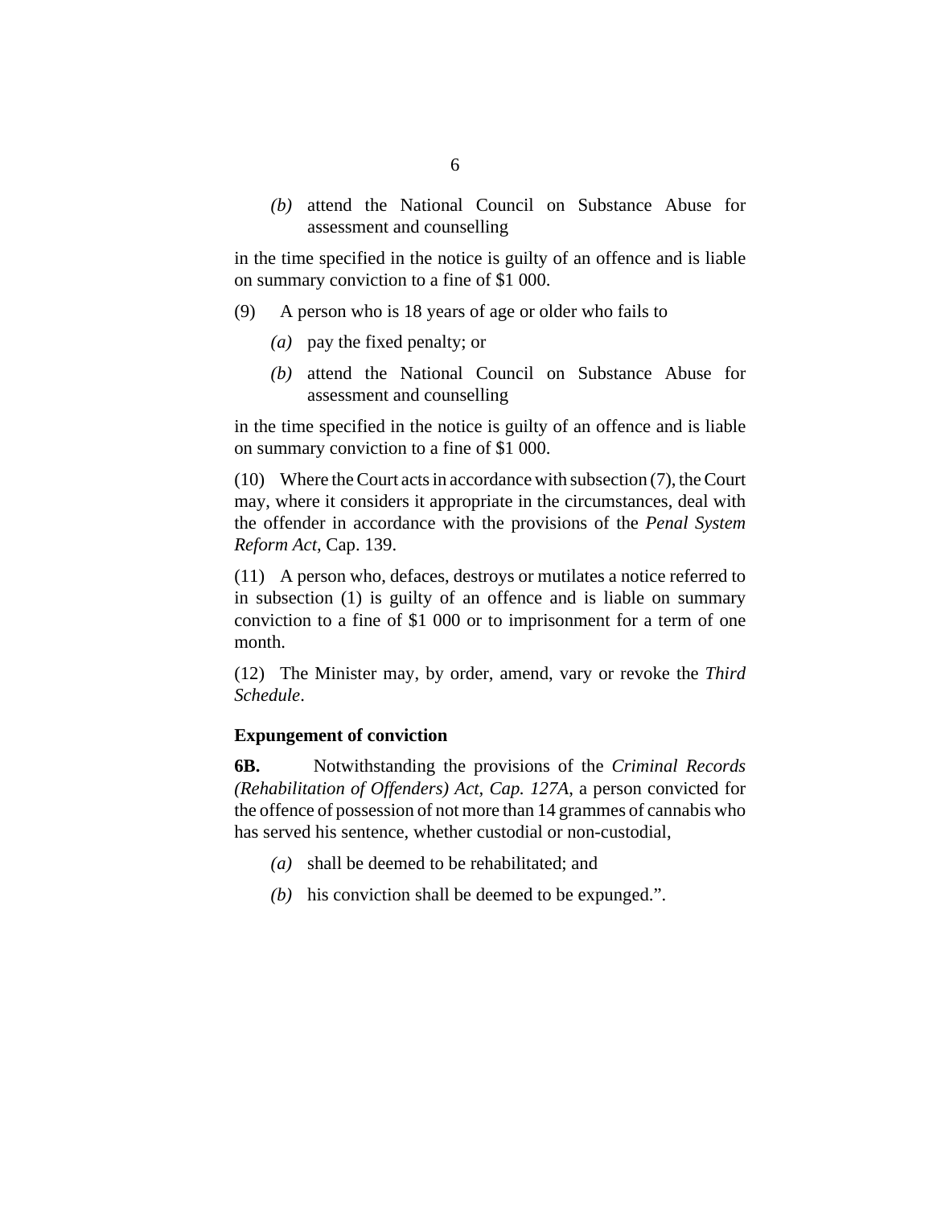*(b)* attend the National Council on Substance Abuse for assessment and counselling

in the time specified in the notice is guilty of an offence and is liable on summary conviction to a fine of $1 000.

(9) A person who is 18 years of age or older who fails to

*(a)* pay the fixed penalty; or

*(b)* attend the National Council on Substance Abuse for assessment and counselling

in the time specified in the notice is guilty of an offence and is liable on summary conviction to a fine of $1 000.

(10) Where the Court acts in accordance with subsection (7), the Court may, where it considers it appropriate in the circumstances, deal with the offender in accordance with the provisions of the *Penal System Reform Act*, Cap. 139.

(11) A person who, defaces, destroys or mutilates a notice referred to in subsection (1) is guilty of an offence and is liable on summary conviction to a fine of $1 000 or to imprisonment for a term of one month.

(12) The Minister may, by order, amend, vary or revoke the *Third Schedule*.

**Expungement of conviction**

**6B.** Notwithstanding the provisions of the *Criminal Records (Rehabilitation of Offenders) Act, Cap. 127A*, a person convicted for the offence of possession of not more than 14 grammes of cannabis who has served his sentence, whether custodial or non-custodial,

*(a)* shall be deemed to be rehabilitated; and

*(b)* his conviction shall be deemed to be expunged.".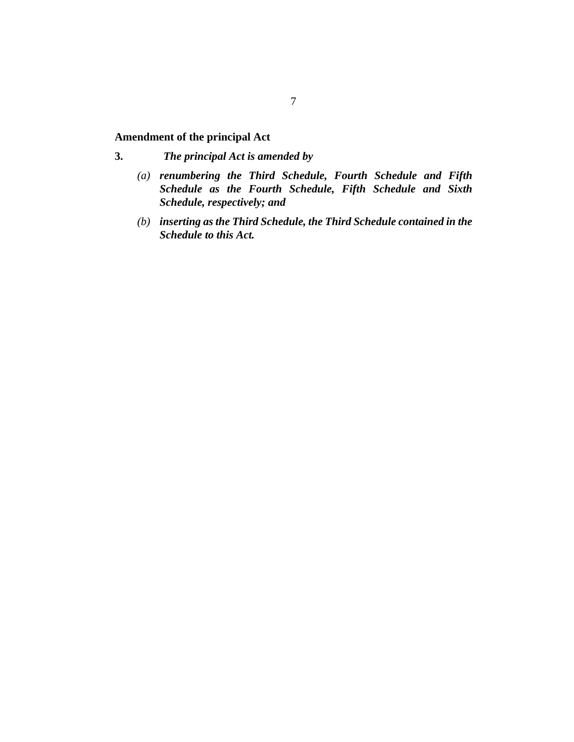**Amendment of the principal Act**

**3.** ***The principal Act is amended by***

- *(a)* ***renumbering the Third Schedule, Fourth Schedule and Fifth Schedule as the Fourth Schedule, Fifth Schedule and Sixth Schedule, respectively; and***
- *(b)* ***inserting as the Third Schedule, the Third Schedule contained in the Schedule to this Act.***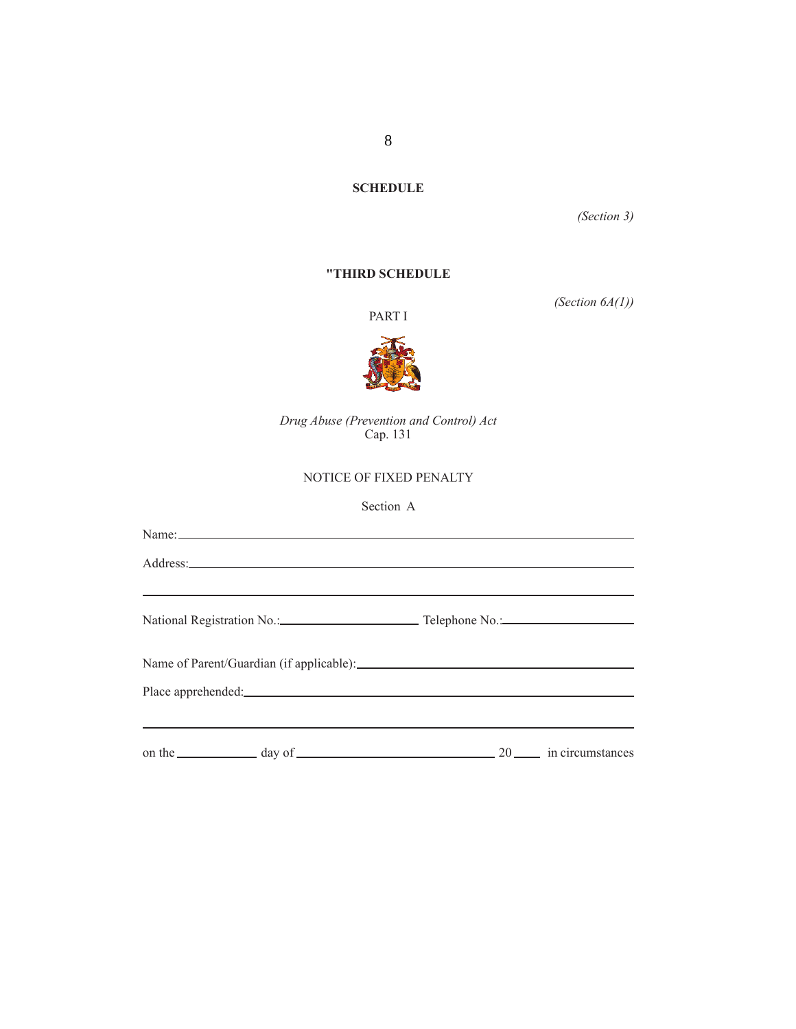**SCHEDULE**

*(Section 3)*

**"THIRD SCHEDULE**

*(Section 6A(1))*

PART I

*Drug Abuse (Prevention and Control) Act*
Cap. 131

NOTICE OF FIXED PENALTY

Section A

Name: ______________________________________________________________

Address: ____________________________________________________________

_____________________________________________________________________

National Registration No.: ______________________ Telephone No.: ____________________

Name of Parent/Guardian (if applicable): ________________________________________

Place apprehended: ____________________________________________________

_____________________________________________________________________

on the ____________ day of ______________________________ 20 ____ in circumstances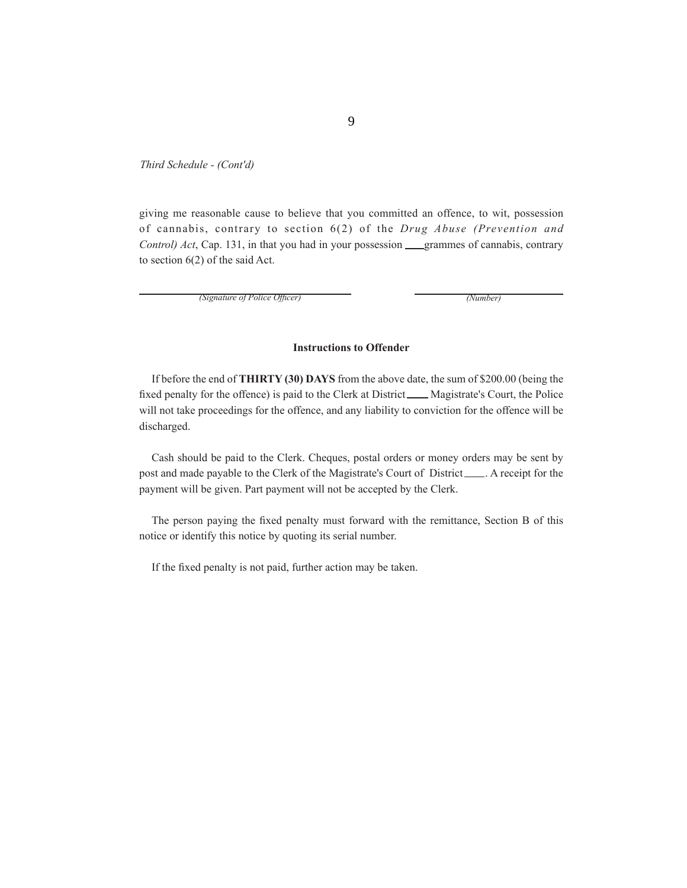*Third Schedule - (Cont'd)*

giving me reasonable cause to believe that you committed an offence, to wit, possession of cannabis, contrary to section 6(2) of the *Drug Abuse (Prevention and Control) Act*, Cap. 131, in that you had in your possession \_\_\_\_grammes of cannabis, contrary to section 6(2) of the said Act.

| *(Signature of Police Officer)* | *(Number)* |
|---|---|

**Instructions to Offender**

If before the end of **THIRTY (30) DAYS** from the above date, the sum of $200.00 (being the fixed penalty for the offence) is paid to the Clerk at District \_\_\_\_ Magistrate's Court, the Police will not take proceedings for the offence, and any liability to conviction for the offence will be discharged.

Cash should be paid to the Clerk. Cheques, postal orders or money orders may be sent by post and made payable to the Clerk of the Magistrate's Court of District \_\_\_\_. A receipt for the payment will be given. Part payment will not be accepted by the Clerk.

The person paying the fixed penalty must forward with the remittance, Section B of this notice or identify this notice by quoting its serial number.

If the fixed penalty is not paid, further action may be taken.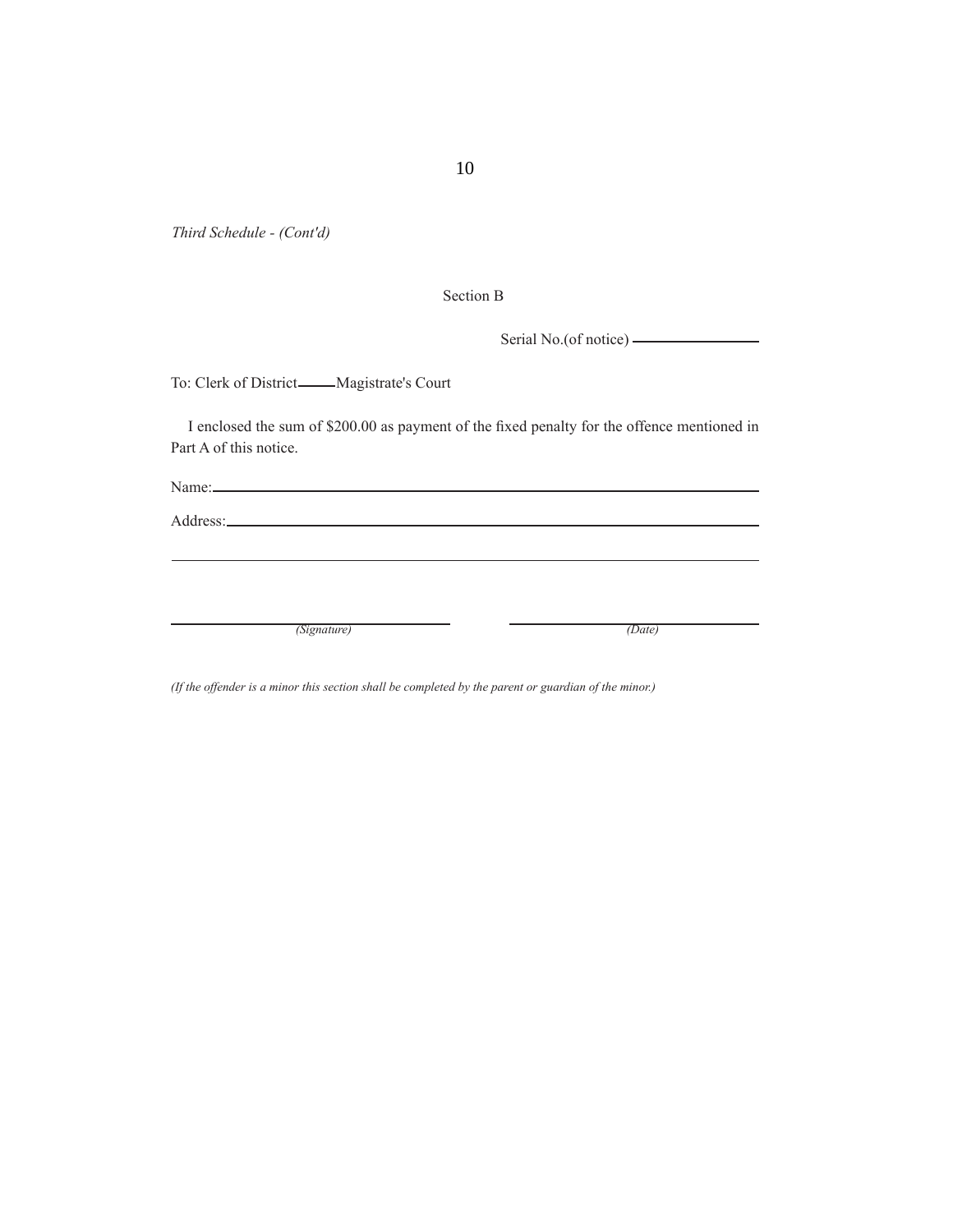*Third Schedule - (Cont'd)*

Section B

Serial No.(of notice) ________________

To: Clerk of District_____Magistrate's Court

I enclosed the sum of $200.00 as payment of the fixed penalty for the offence mentioned in Part A of this notice.

Name:______________________________________________________________

Address:____________________________________________________________

____________________________________________________________________

_______________________________ _______________________________
*(Signature)* *(Date)*

*(If the offender is a minor this section shall be completed by the parent or guardian of the minor.)*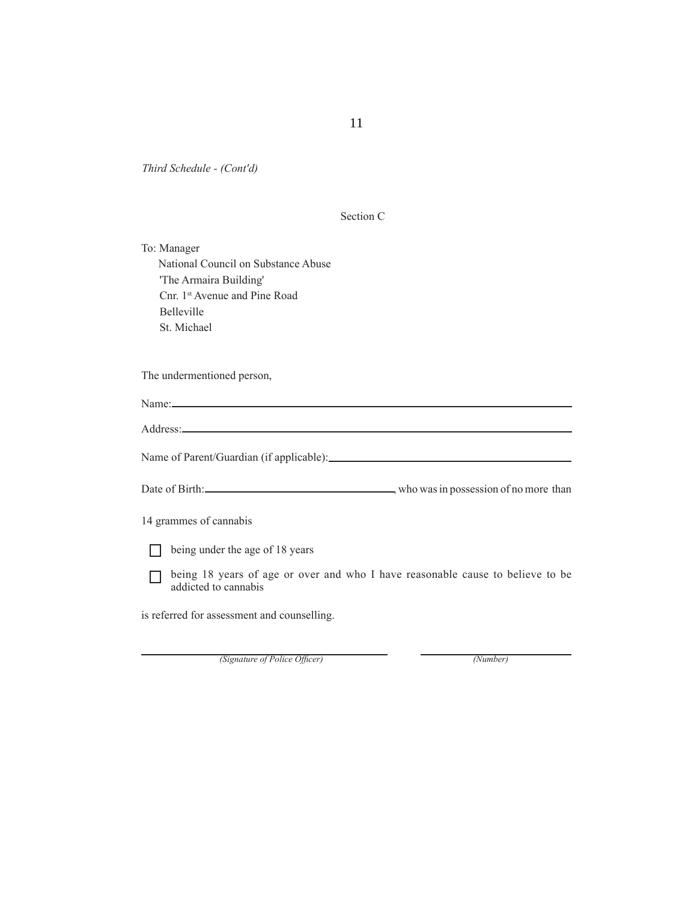*Third Schedule - (Cont'd)*

Section C

To: Manager
National Council on Substance Abuse
'The Armaira Building'
Cnr. 1st Avenue and Pine Road
Belleville
St. Michael

The undermentioned person,

Name: ____________________________________________

Address: __________________________________________

Name of Parent/Guardian (if applicable): __________________________

Date of Birth: ______________________, who was in possession of no more than

14 grammes of cannabis

- [ ] being under the age of 18 years
- [ ] being 18 years of age or over and who I have reasonable cause to believe to be addicted to cannabis

is referred for assessment and counselling.

______________________________ ______________________
*(Signature of Police Officer)* *(Number)*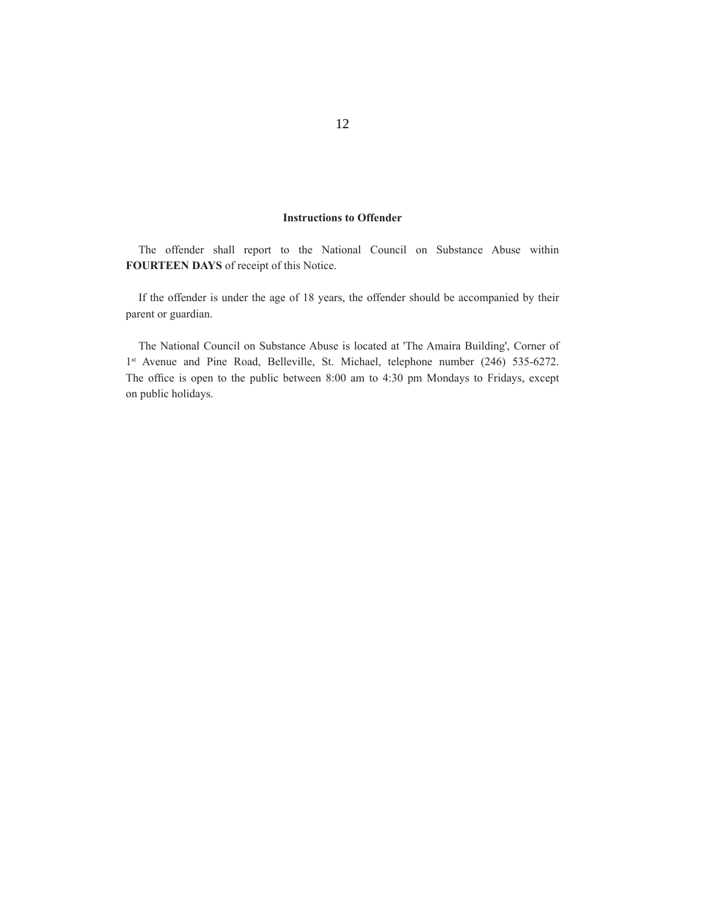**Instructions to Offender**

The offender shall report to the National Council on Substance Abuse within **FOURTEEN DAYS** of receipt of this Notice.

If the offender is under the age of 18 years, the offender should be accompanied by their parent or guardian.

The National Council on Substance Abuse is located at 'The Amaira Building', Corner of 1st Avenue and Pine Road, Belleville, St. Michael, telephone number (246) 535-6272. The office is open to the public between 8:00 am to 4:30 pm Mondays to Fridays, except on public holidays.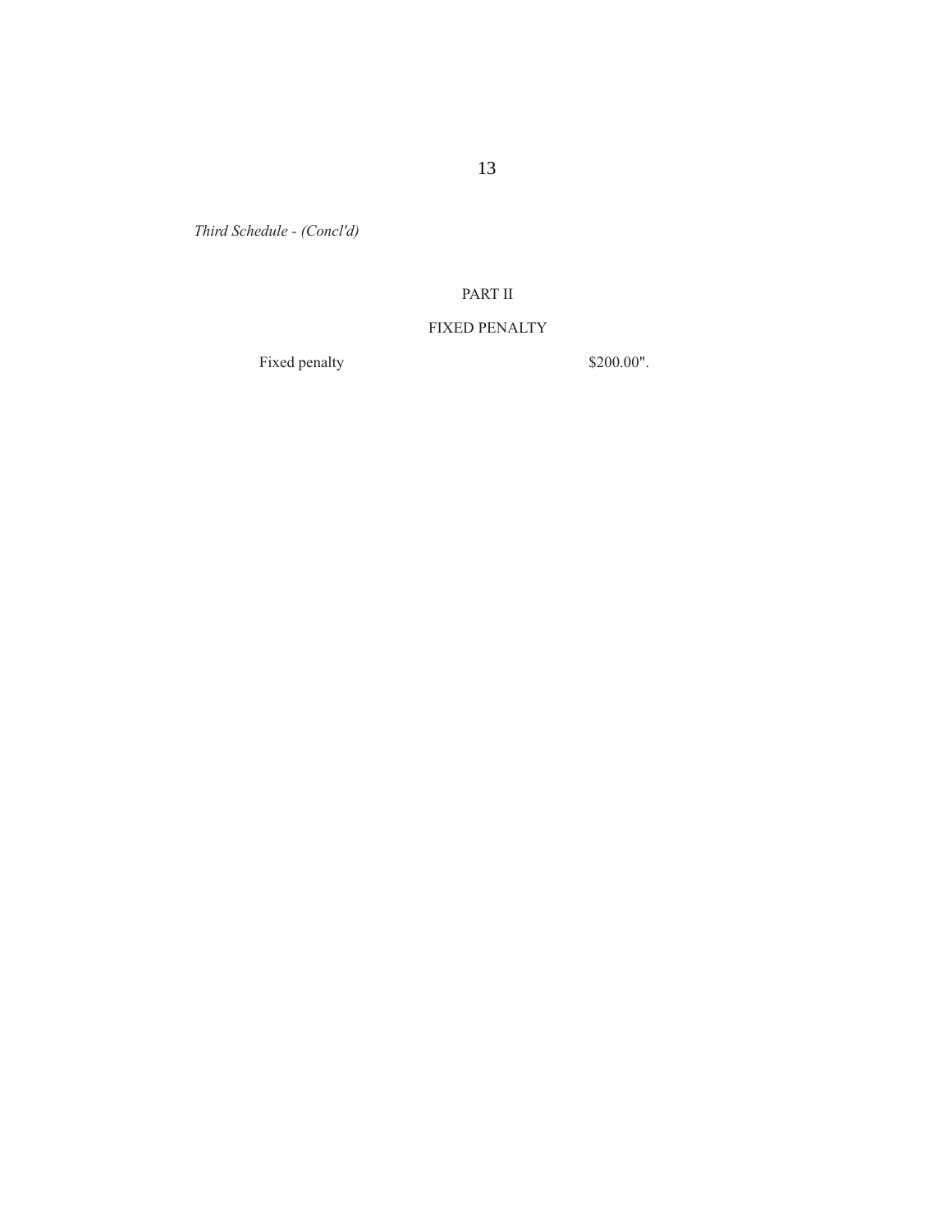*Third Schedule - (Concl'd)*

PART II

FIXED PENALTY

| | |
|---|---|
| Fixed penalty | \$200.00". |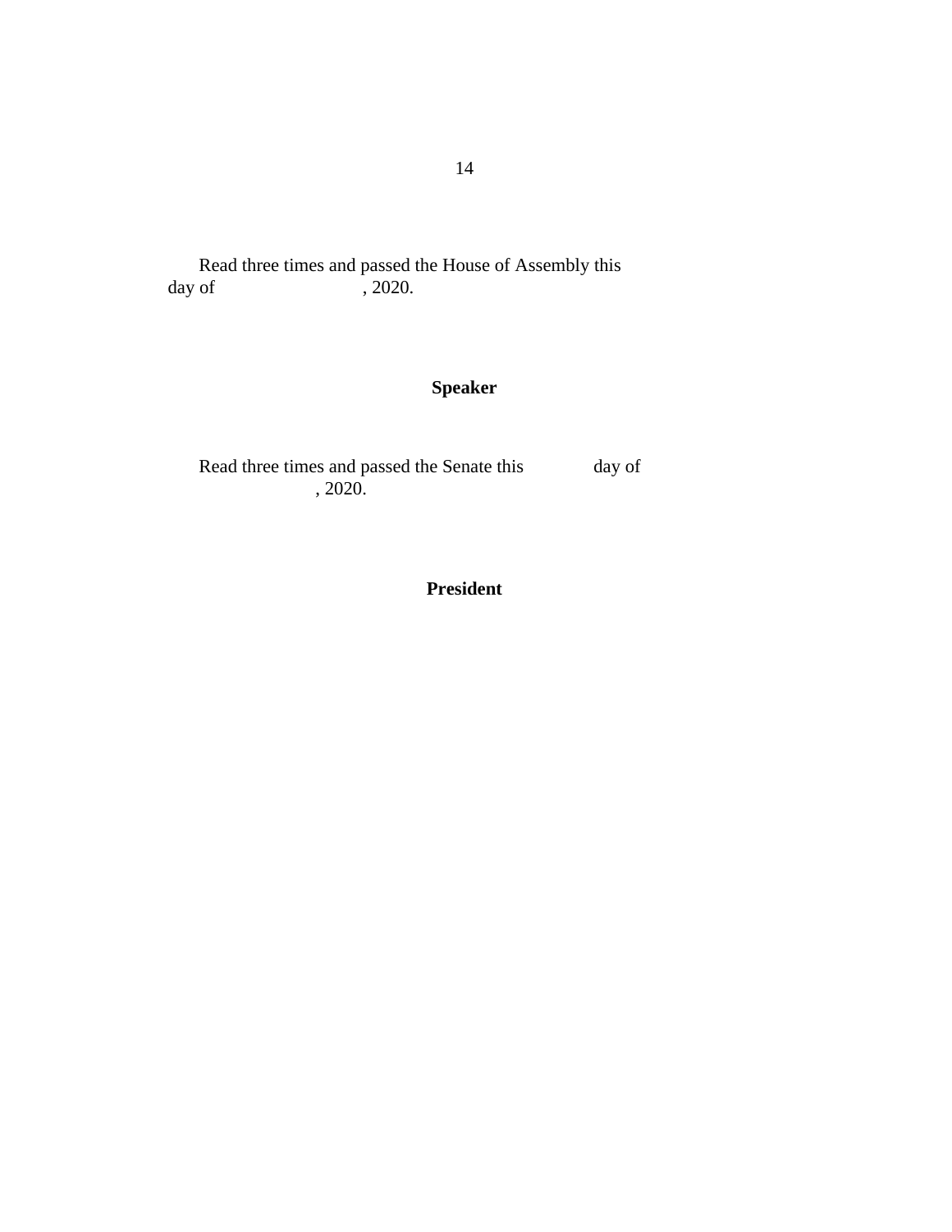Read three times and passed the House of Assembly this day of , 2020.

**Speaker**

Read three times and passed the Senate this day of , 2020.

**President**